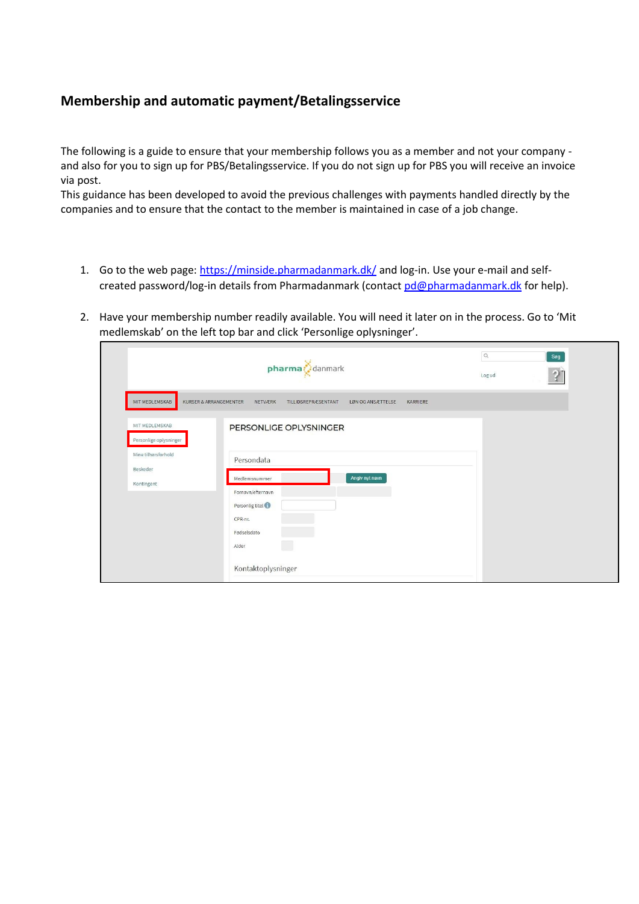## Membership and automatic payment/Betalingsservice

The following is a guide to ensure that your membership follows you as a member and not your company - and also for you to sign up for PBS/Betalingsservice. If you do not sign up for PBS you will receive an invoice via post.
This guidance has been developed to avoid the previous challenges with payments handled directly by the companies and to ensure that the contact to the member is maintained in case of a job change.

1. Go to the web page: [https://minside.pharmadanmark.dk/](https://minside.pharmadanmark.dk/) and log-in. Use your e-mail and self-created password/log-in details from Pharmadanmark (contact [pd@pharmadanmark.dk](mailto:pd@pharmadanmark.dk) for help).

2. Have your membership number readily available. You will need it later on in the process. Go to 'Mit medlemskab' on the left top bar and click 'Personlige oplysninger'.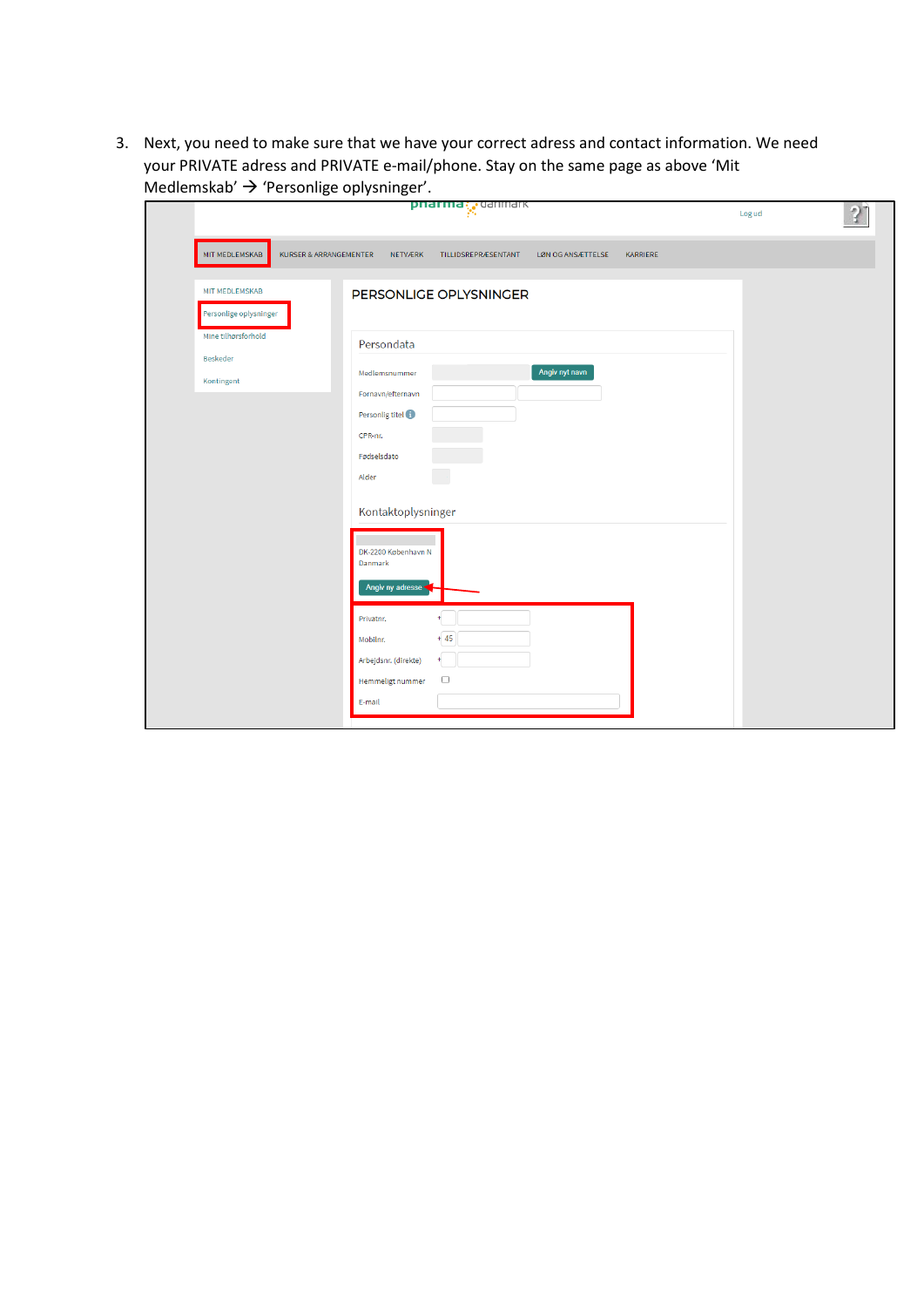3. Next, you need to make sure that we have your correct adress and contact information. We need your PRIVATE adress and PRIVATE e-mail/phone. Stay on the same page as above 'Mit Medlemskab' → 'Personlige oplysninger'.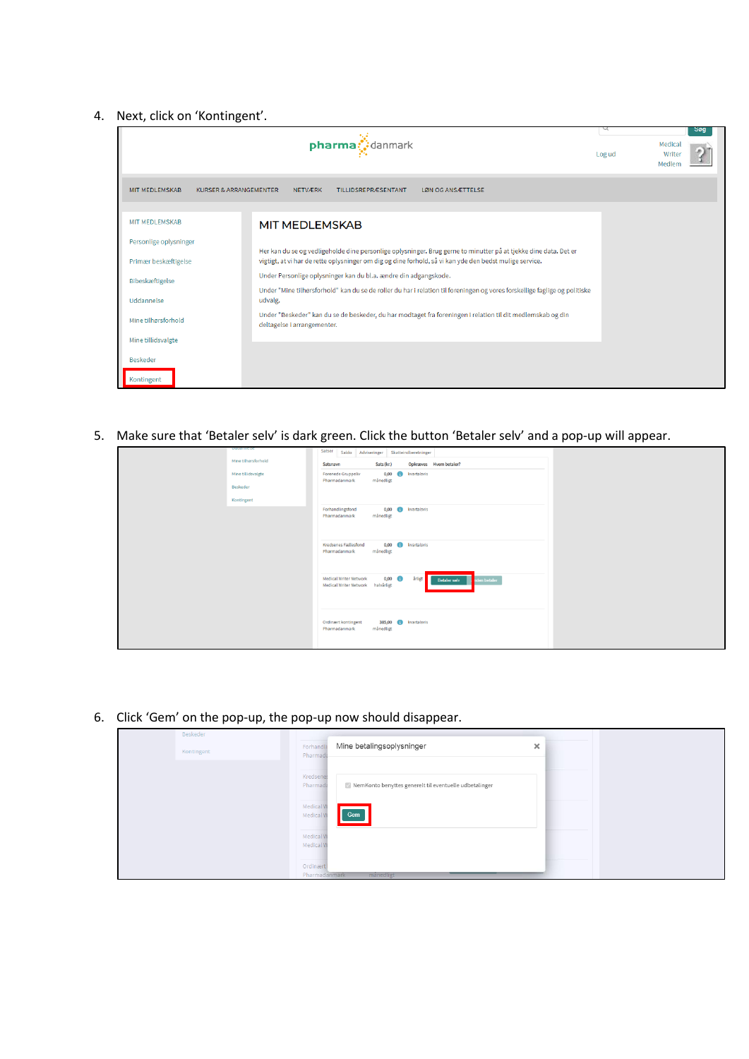4. Next, click on ‘Kontingent’.

5. Make sure that ‘Betaler selv’ is dark green. Click the button ‘Betaler selv’ and a pop-up will appear.

6. Click ‘Gem’ on the pop-up, the pop-up now should disappear.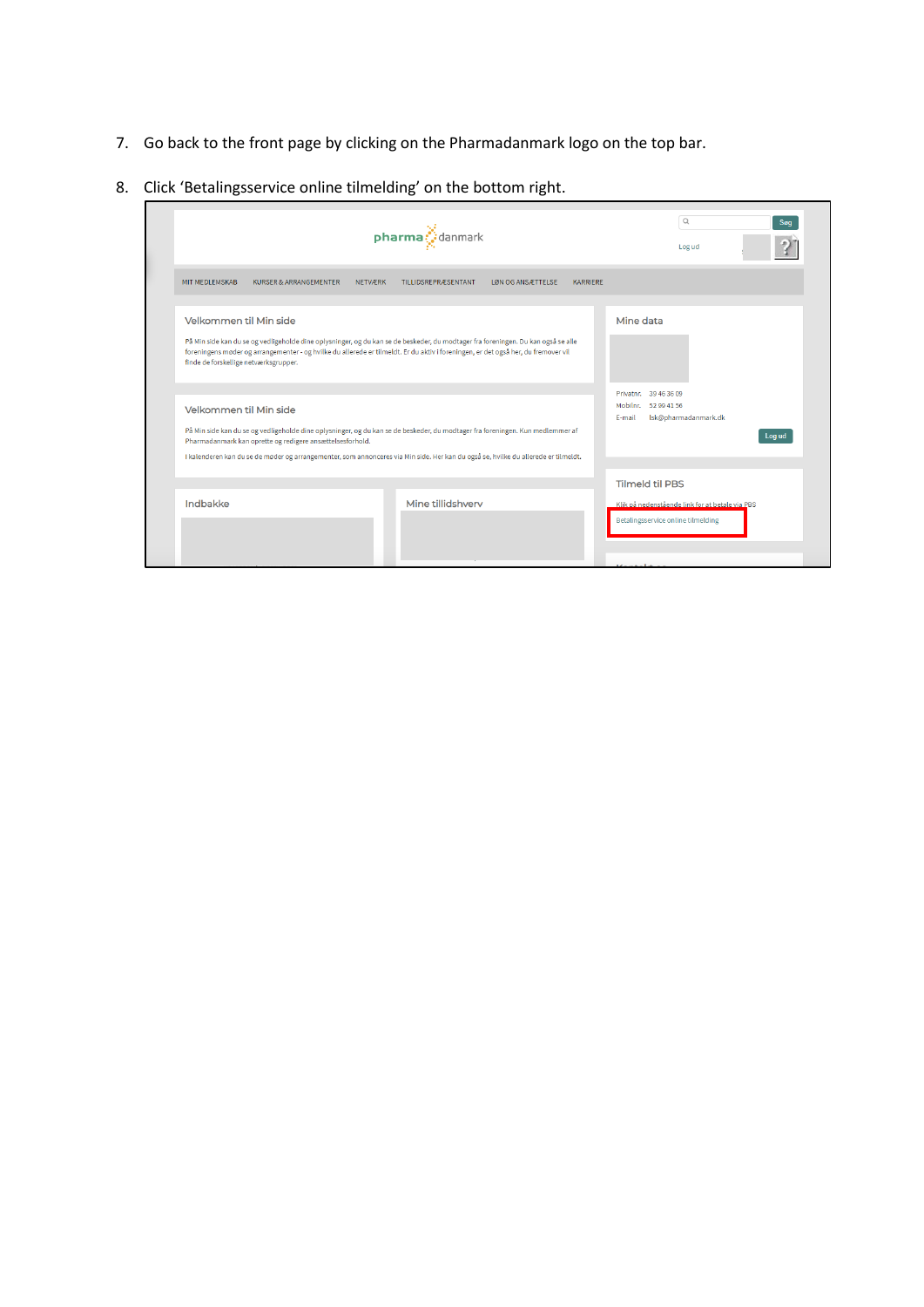7. Go back to the front page by clicking on the Pharmadanmark logo on the top bar.

8. Click 'Betalingsservice online tilmelding' on the bottom right.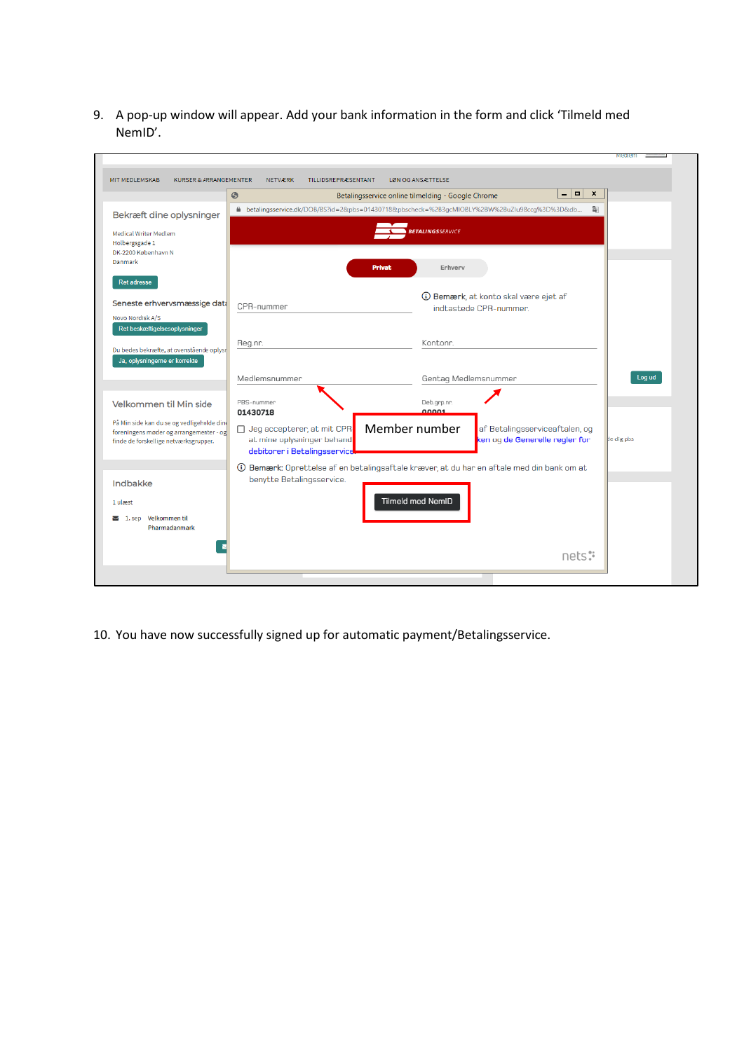9. A pop-up window will appear. Add your bank information in the form and click 'Tilmeld med NemID'.

10. You have now successfully signed up for automatic payment/Betalingsservice.